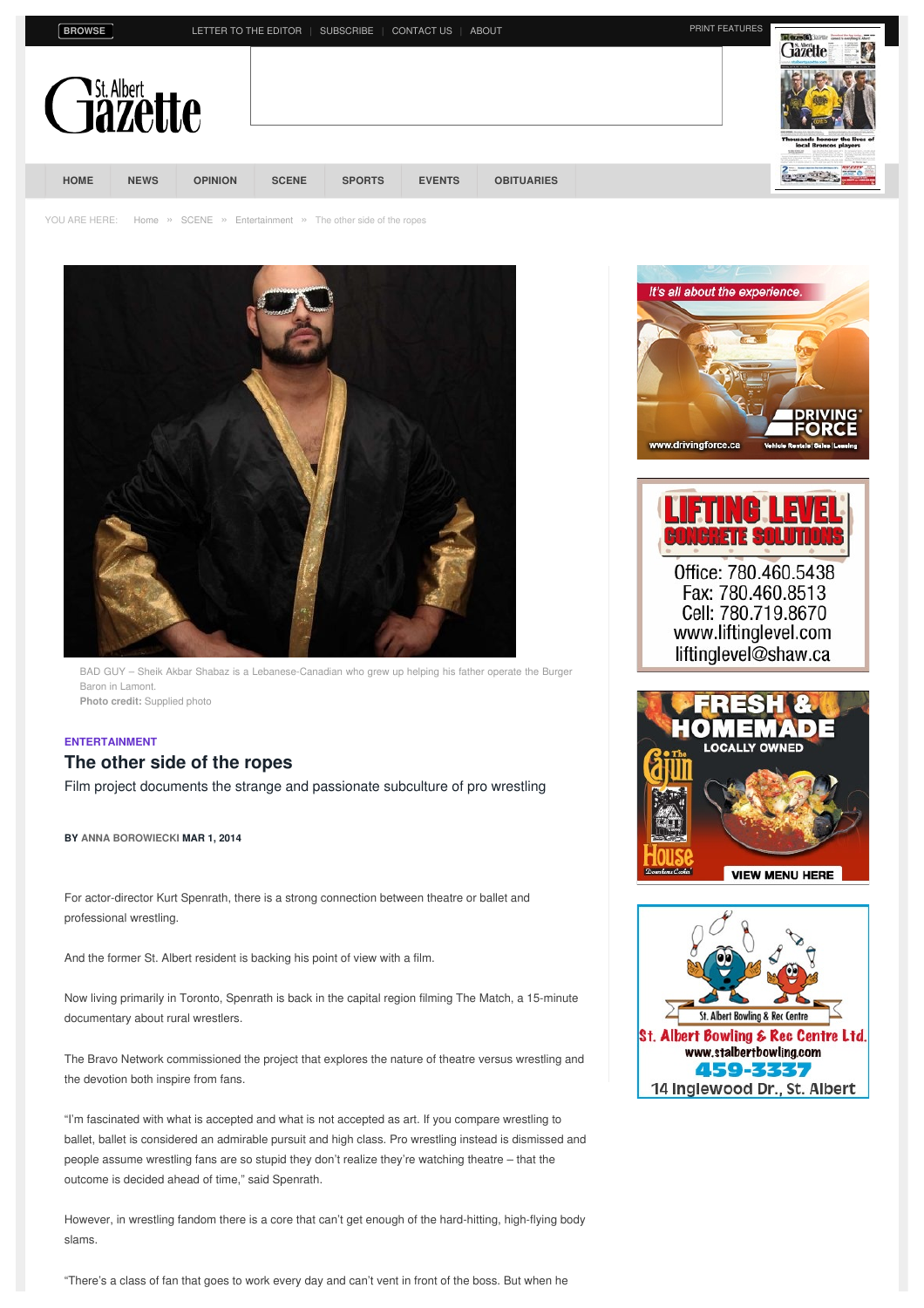YOU ARE HERE: Home » SCENE » Entertainment » The other side of the ropes

BAD GUY – Sheik Akbar Shabaz is a Lebanese-Canadian who grew up helping his father operate the Burger Baron in Lamont.
**Photo credit:** Supplied photo

**ENTERTAINMENT**

# The other side of the ropes

Film project documents the strange and passionate subculture of pro wrestling

**BY ANNA BOROWIECKI MAR 1, 2014**

For actor-director Kurt Spenrath, there is a strong connection between theatre or ballet and professional wrestling.

And the former St. Albert resident is backing his point of view with a film.

Now living primarily in Toronto, Spenrath is back in the capital region filming The Match, a 15-minute documentary about rural wrestlers.

The Bravo Network commissioned the project that explores the nature of theatre versus wrestling and the devotion both inspire from fans.

"I'm fascinated with what is accepted and what is not accepted as art. If you compare wrestling to ballet, ballet is considered an admirable pursuit and high class. Pro wrestling instead is dismissed and people assume wrestling fans are so stupid they don't realize they're watching theatre – that the outcome is decided ahead of time," said Spenrath.

However, in wrestling fandom there is a core that can't get enough of the hard-hitting, high-flying body slams.

"There's a class of fan that goes to work every day and can't vent in front of the boss. But when he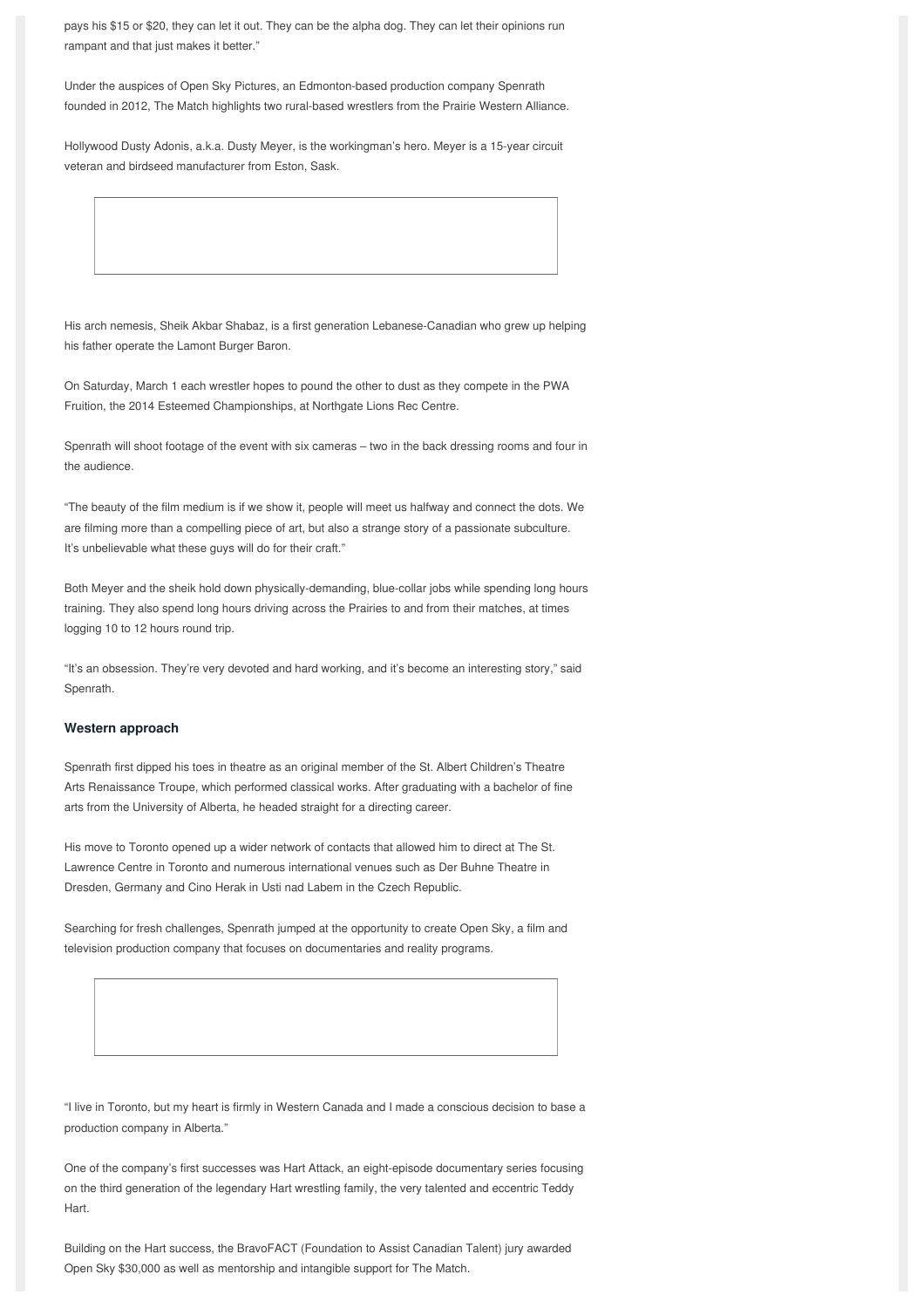pays his $15 or $20, they can let it out. They can be the alpha dog. They can let their opinions run rampant and that just makes it better."

Under the auspices of Open Sky Pictures, an Edmonton-based production company Spenrath founded in 2012, The Match highlights two rural-based wrestlers from the Prairie Western Alliance.

Hollywood Dusty Adonis, a.k.a. Dusty Meyer, is the workingman's hero. Meyer is a 15-year circuit veteran and birdseed manufacturer from Eston, Sask.

His arch nemesis, Sheik Akbar Shabaz, is a first generation Lebanese-Canadian who grew up helping his father operate the Lamont Burger Baron.

On Saturday, March 1 each wrestler hopes to pound the other to dust as they compete in the PWA Fruition, the 2014 Esteemed Championships, at Northgate Lions Rec Centre.

Spenrath will shoot footage of the event with six cameras – two in the back dressing rooms and four in the audience.

"The beauty of the film medium is if we show it, people will meet us halfway and connect the dots. We are filming more than a compelling piece of art, but also a strange story of a passionate subculture. It's unbelievable what these guys will do for their craft."

Both Meyer and the sheik hold down physically-demanding, blue-collar jobs while spending long hours training. They also spend long hours driving across the Prairies to and from their matches, at times logging 10 to 12 hours round trip.

"It's an obsession. They're very devoted and hard working, and it's become an interesting story," said Spenrath.

### Western approach

Spenrath first dipped his toes in theatre as an original member of the St. Albert Children's Theatre Arts Renaissance Troupe, which performed classical works. After graduating with a bachelor of fine arts from the University of Alberta, he headed straight for a directing career.

His move to Toronto opened up a wider network of contacts that allowed him to direct at The St. Lawrence Centre in Toronto and numerous international venues such as Der Buhne Theatre in Dresden, Germany and Cino Herak in Usti nad Labem in the Czech Republic.

Searching for fresh challenges, Spenrath jumped at the opportunity to create Open Sky, a film and television production company that focuses on documentaries and reality programs.

"I live in Toronto, but my heart is firmly in Western Canada and I made a conscious decision to base a production company in Alberta."

One of the company's first successes was Hart Attack, an eight-episode documentary series focusing on the third generation of the legendary Hart wrestling family, the very talented and eccentric Teddy Hart.

Building on the Hart success, the BravoFACT (Foundation to Assist Canadian Talent) jury awarded Open Sky $30,000 as well as mentorship and intangible support for The Match.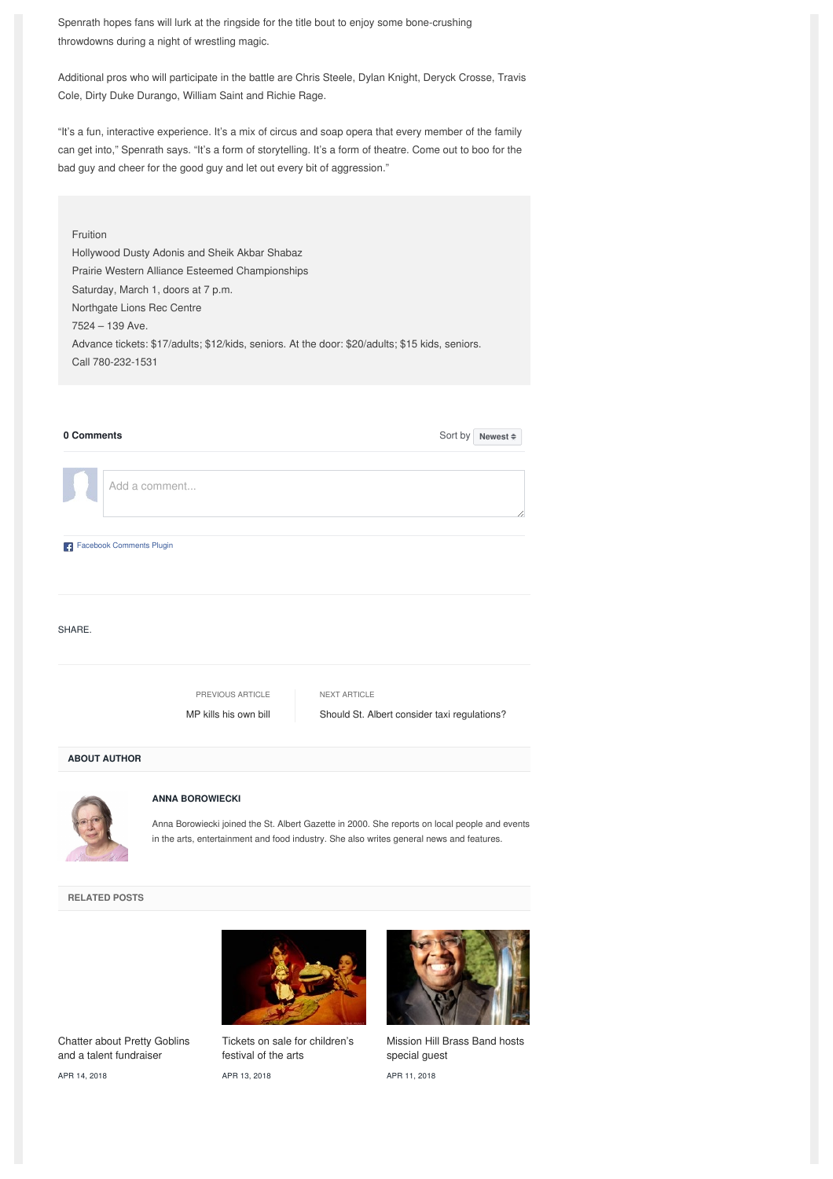Spenrath hopes fans will lurk at the ringside for the title bout to enjoy some bone-crushing throwdowns during a night of wrestling magic.

Additional pros who will participate in the battle are Chris Steele, Dylan Knight, Deryck Crosse, Travis Cole, Dirty Duke Durango, William Saint and Richie Rage.

"It's a fun, interactive experience. It's a mix of circus and soap opera that every member of the family can get into," Spenrath says. "It's a form of storytelling. It's a form of theatre. Come out to boo for the bad guy and cheer for the good guy and let out every bit of aggression."

Fruition
Hollywood Dusty Adonis and Sheik Akbar Shabaz
Prairie Western Alliance Esteemed Championships
Saturday, March 1, doors at 7 p.m.
Northgate Lions Rec Centre
7524 – 139 Ave.
Advance tickets: $17/adults; $12/kids, seniors. At the door: $20/adults; $15 kids, seniors.
Call 780-232-1531

**0 Comments** Sort by **Newest**

Add a comment...

Facebook Comments Plugin

SHARE.

PREVIOUS ARTICLE
MP kills his own bill

NEXT ARTICLE
Should St. Albert consider taxi regulations?

**ABOUT AUTHOR**

**ANNA BOROWIECKI**

Anna Borowiecki joined the St. Albert Gazette in 2000. She reports on local people and events in the arts, entertainment and food industry. She also writes general news and features.

**RELATED POSTS**

Chatter about Pretty Goblins and a talent fundraiser
APR 14, 2018

Tickets on sale for children's festival of the arts
APR 13, 2018

Mission Hill Brass Band hosts special guest
APR 11, 2018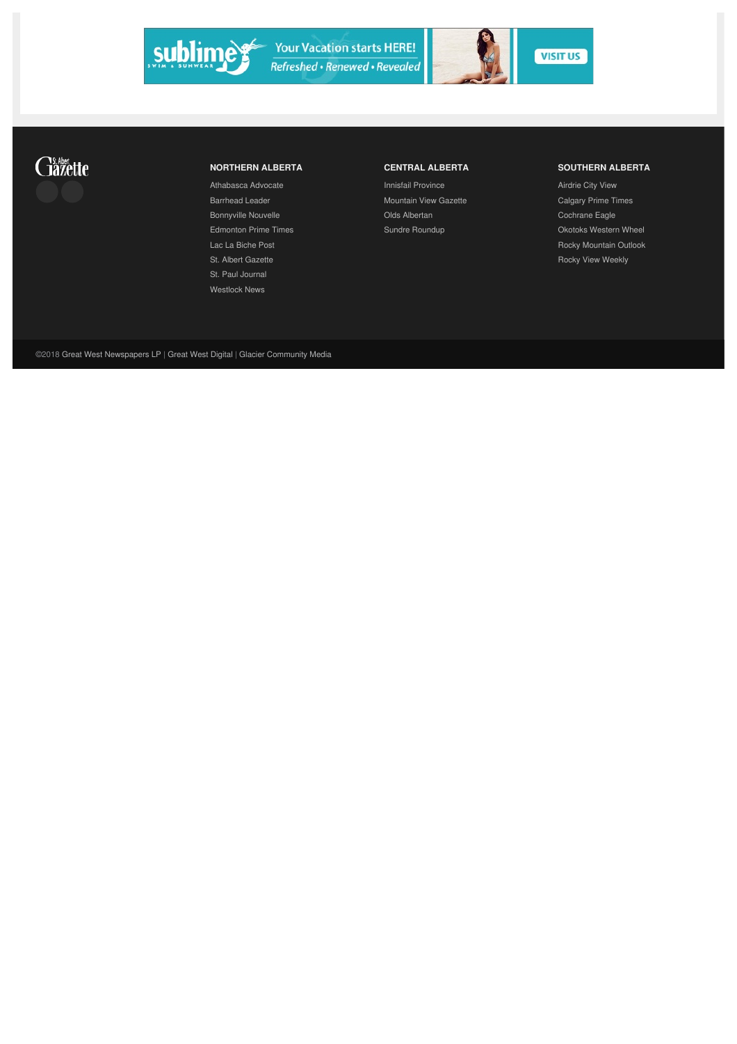Sublime Swim & Sunwear — Your Vacation starts HERE! Refreshed • Renewed • Revealed — VISIT US

St. Albert Gazette

### NORTHERN ALBERTA

- Athabasca Advocate
- Barrhead Leader
- Bonnyville Nouvelle
- Edmonton Prime Times
- Lac La Biche Post
- St. Albert Gazette
- St. Paul Journal
- Westlock News

### CENTRAL ALBERTA

- Innisfail Province
- Mountain View Gazette
- Olds Albertan
- Sundre Roundup

### SOUTHERN ALBERTA

- Airdrie City View
- Calgary Prime Times
- Cochrane Eagle
- Okotoks Western Wheel
- Rocky Mountain Outlook
- Rocky View Weekly

©2018 Great West Newspapers LP | Great West Digital | Glacier Community Media